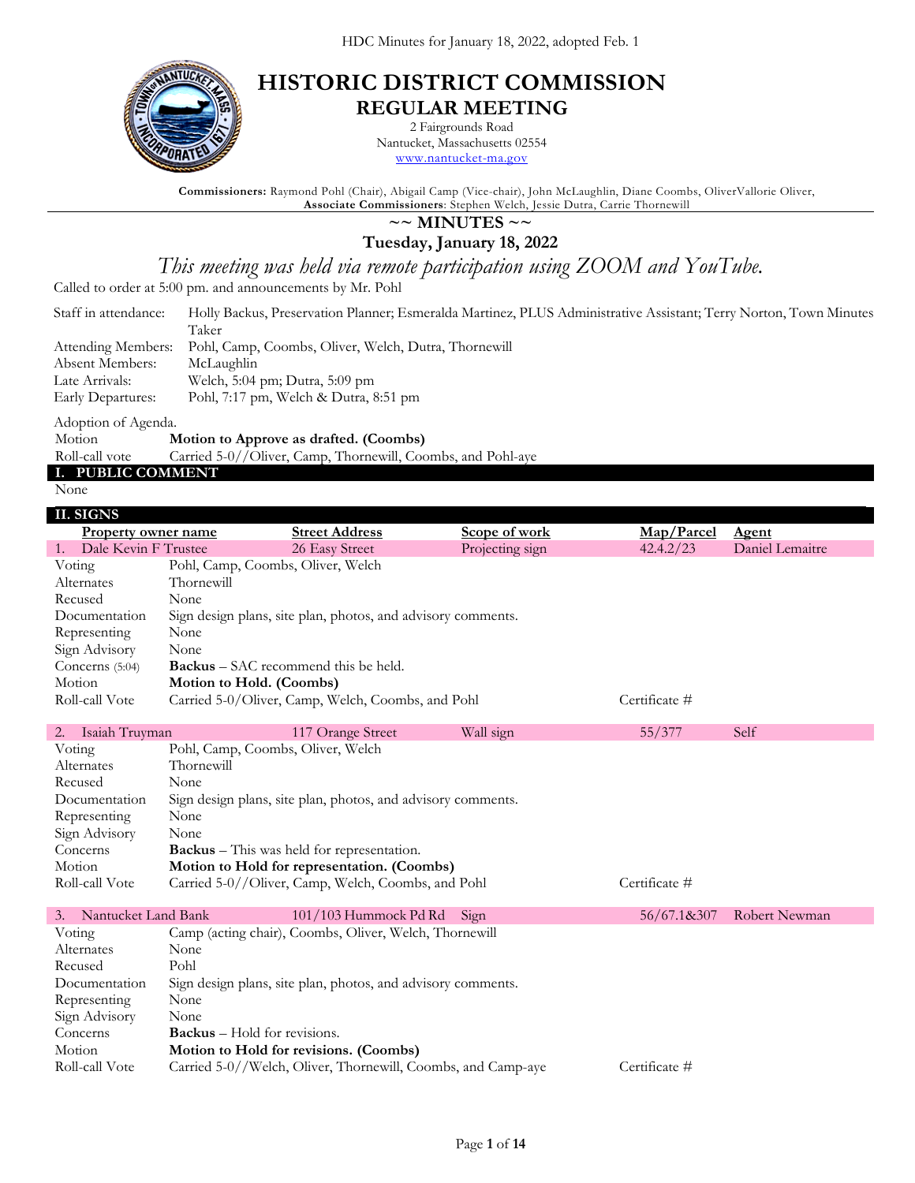# HISTORIC DISTRICT COMMISSION

## REGULAR MEETING

2 Fairgrounds Road
Nantucket, Massachusetts 02554
www.nantucket-ma.gov

**Commissioners:** Raymond Pohl (Chair), Abigail Camp (Vice-chair), John McLaughlin, Diane Coombs, OliverVallorie Oliver,
**Associate Commissioners**: Stephen Welch, Jessie Dutra, Carrie Thornewill

## ~~ MINUTES ~~

### Tuesday, January 18, 2022

*This meeting was held via remote participation using ZOOM and YouTube.*

Called to order at 5:00 pm. and announcements by Mr. Pohl

| | |
|---|---|
| Staff in attendance: | Holly Backus, Preservation Planner; Esmeralda Martinez, PLUS Administrative Assistant; Terry Norton, Town Minutes Taker |
| Attending Members: | Pohl, Camp, Coombs, Oliver, Welch, Dutra, Thornewill |
| Absent Members: | McLaughlin |
| Late Arrivals: | Welch, 5:04 pm; Dutra, 5:09 pm |
| Early Departures: | Pohl, 7:17 pm, Welch & Dutra, 8:51 pm |

Adoption of Agenda.

| | |
|---|---|
| Motion | **Motion to Approve as drafted. (Coombs)** |
| Roll-call vote | Carried 5-0//Oliver, Camp, Thornewill, Coombs, and Pohl-aye |

## I. PUBLIC COMMENT

None

## II. SIGNS

| Property owner name | Street Address | Scope of work | Map/Parcel | Agent |
|---|---|---|---|---|
| 1. Dale Kevin F Trustee | 26 Easy Street | Projecting sign | 42.4.2/23 | Daniel Lemaitre |

| | |
|---|---|
| Voting | Pohl, Camp, Coombs, Oliver, Welch |
| Alternates | Thornewill |
| Recused | None |
| Documentation | Sign design plans, site plan, photos, and advisory comments. |
| Representing | None |
| Sign Advisory | None |
| Concerns (5:04) | **Backus** – SAC recommend this be held. |
| Motion | **Motion to Hold. (Coombs)** |
| Roll-call Vote | Carried 5-0/Oliver, Camp, Welch, Coombs, and Pohl — Certificate # |

| Property owner name | Street Address | Scope of work | Map/Parcel | Agent |
|---|---|---|---|---|
| 2. Isaiah Truyman | 117 Orange Street | Wall sign | 55/377 | Self |

| | |
|---|---|
| Voting | Pohl, Camp, Coombs, Oliver, Welch |
| Alternates | Thornewill |
| Recused | None |
| Documentation | Sign design plans, site plan, photos, and advisory comments. |
| Representing | None |
| Sign Advisory | None |
| Concerns | **Backus** – This was held for representation. |
| Motion | **Motion to Hold for representation. (Coombs)** |
| Roll-call Vote | Carried 5-0//Oliver, Camp, Welch, Coombs, and Pohl — Certificate # |

| Property owner name | Street Address | Scope of work | Map/Parcel | Agent |
|---|---|---|---|---|
| 3. Nantucket Land Bank | 101/103 Hummock Pd Rd | Sign | 56/67.1&307 | Robert Newman |

| | |
|---|---|
| Voting | Camp (acting chair), Coombs, Oliver, Welch, Thornewill |
| Alternates | None |
| Recused | Pohl |
| Documentation | Sign design plans, site plan, photos, and advisory comments. |
| Representing | None |
| Sign Advisory | None |
| Concerns | **Backus** – Hold for revisions. |
| Motion | **Motion to Hold for revisions. (Coombs)** |
| Roll-call Vote | Carried 5-0//Welch, Oliver, Thornewill, Coombs, and Camp-aye — Certificate # |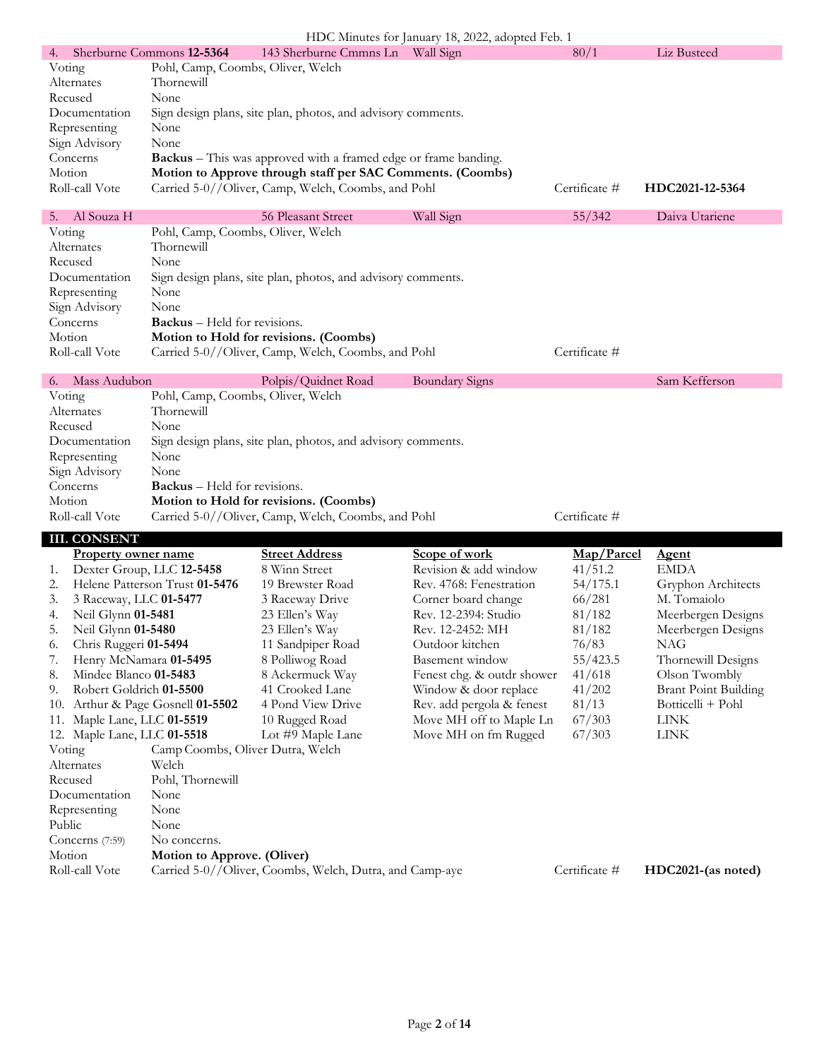HDC Minutes for January 18, 2022, adopted Feb. 1

| 4. Sherburne Commons **12-5364** | 143 Sherburne Cmmns Ln | Wall Sign | 80/1 | Liz Busteed |
|---|---|---|---|---|

| | |
|---|---|
| Voting | Pohl, Camp, Coombs, Oliver, Welch |
| Alternates | Thornewill |
| Recused | None |
| Documentation | Sign design plans, site plan, photos, and advisory comments. |
| Representing | None |
| Sign Advisory | None |
| Concerns | **Backus** – This was approved with a framed edge or frame banding. |
| Motion | **Motion to Approve through staff per SAC Comments. (Coombs)** |
| Roll-call Vote | Carried 5-0//Oliver, Camp, Welch, Coombs, and Pohl — Certificate # **HDC2021-12-5364** |

| 5. Al Souza H | 56 Pleasant Street | Wall Sign | 55/342 | Daiva Utariene |
|---|---|---|---|---|

| | |
|---|---|
| Voting | Pohl, Camp, Coombs, Oliver, Welch |
| Alternates | Thornewill |
| Recused | None |
| Documentation | Sign design plans, site plan, photos, and advisory comments. |
| Representing | None |
| Sign Advisory | None |
| Concerns | **Backus** – Held for revisions. |
| Motion | **Motion to Hold for revisions. (Coombs)** |
| Roll-call Vote | Carried 5-0//Oliver, Camp, Welch, Coombs, and Pohl — Certificate # |

| 6. Mass Audubon | Polpis/Quidnet Road | Boundary Signs | | Sam Kefferson |
|---|---|---|---|---|

| | |
|---|---|
| Voting | Pohl, Camp, Coombs, Oliver, Welch |
| Alternates | Thornewill |
| Recused | None |
| Documentation | Sign design plans, site plan, photos, and advisory comments. |
| Representing | None |
| Sign Advisory | None |
| Concerns | **Backus** – Held for revisions. |
| Motion | **Motion to Hold for revisions. (Coombs)** |
| Roll-call Vote | Carried 5-0//Oliver, Camp, Welch, Coombs, and Pohl — Certificate # |

## III. CONSENT

| | Property owner name | Street Address | Scope of work | Map/Parcel | Agent |
|---|---|---|---|---|---|
| 1. | Dexter Group, LLC **12-5458** | 8 Winn Street | Revision & add window | 41/51.2 | EMDA |
| 2. | Helene Patterson Trust **01-5476** | 19 Brewster Road | Rev. 4768: Fenestration | 54/175.1 | Gryphon Architects |
| 3. | 3 Raceway, LLC **01-5477** | 3 Raceway Drive | Corner board change | 66/281 | M. Tomaiolo |
| 4. | Neil Glynn **01-5481** | 23 Ellen's Way | Rev. 12-2394: Studio | 81/182 | Meerbergen Designs |
| 5. | Neil Glynn **01-5480** | 23 Ellen's Way | Rev. 12-2452: MH | 81/182 | Meerbergen Designs |
| 6. | Chris Ruggeri **01-5494** | 11 Sandpiper Road | Outdoor kitchen | 76/83 | NAG |
| 7. | Henry McNamara **01-5495** | 8 Polliwog Road | Basement window | 55/423.5 | Thornewill Designs |
| 8. | Mindee Blanco **01-5483** | 8 Ackermuck Way | Fenest chg. & outdr shower | 41/618 | Olson Twombly |
| 9. | Robert Goldrich **01-5500** | 41 Crooked Lane | Window & door replace | 41/202 | Brant Point Building |
| 10. | Arthur & Page Gosnell **01-5502** | 4 Pond View Drive | Rev. add pergola & fenest | 81/13 | Botticelli + Pohl |
| 11. | Maple Lane, LLC **01-5519** | 10 Rugged Road | Move MH off to Maple Ln | 67/303 | LINK |
| 12. | Maple Lane, LLC **01-5518** | Lot #9 Maple Lane | Move MH on fm Rugged | 67/303 | LINK |

| | |
|---|---|
| Voting | Camp Coombs, Oliver Dutra, Welch |
| Alternates | Welch |
| Recused | Pohl, Thornewill |
| Documentation | None |
| Representing | None |
| Public | None |
| Concerns (7:59) | No concerns. |
| Motion | **Motion to Approve. (Oliver)** |
| Roll-call Vote | Carried 5-0//Oliver, Coombs, Welch, Dutra, and Camp-aye — Certificate # **HDC2021-(as noted)** |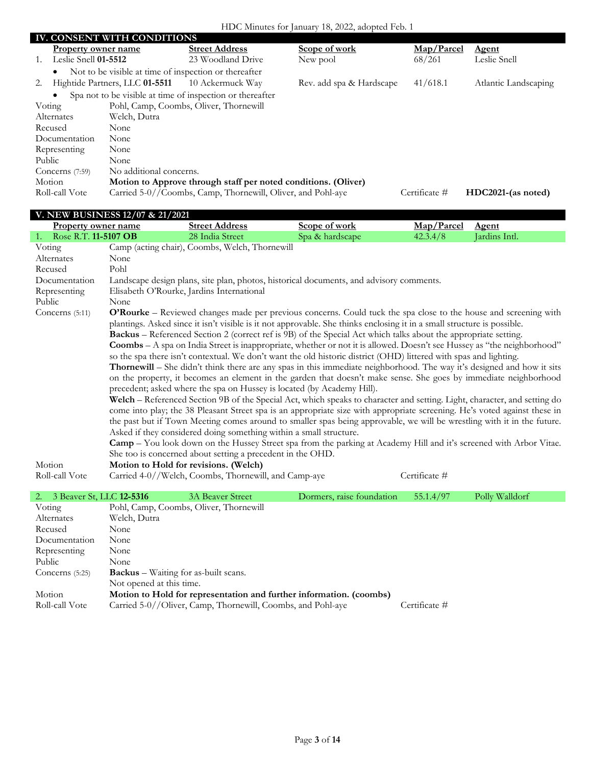## IV. CONSENT WITH CONDITIONS

| | Property owner name | Street Address | Scope of work | Map/Parcel | Agent |
|---|---|---|---|---|---|
| 1. | Leslie Snell **01-5512** | 23 Woodland Drive | New pool | 68/261 | Leslie Snell |

- Not to be visible at time of inspection or thereafter

| | Property owner name | Street Address | Scope of work | Map/Parcel | Agent |
|---|---|---|---|---|---|
| 2. | Hightide Partners, LLC **01-5511** | 10 Ackermuck Way | Rev. add spa & Hardscape | 41/618.1 | Atlantic Landscaping |

- Spa not to be visible at time of inspection or thereafter

| | |
|---|---|
| Voting | Pohl, Camp, Coombs, Oliver, Thornewill |
| Alternates | Welch, Dutra |
| Recused | None |
| Documentation | None |
| Representing | None |
| Public | None |
| Concerns (7:59) | No additional concerns. |
| Motion | **Motion to Approve through staff per noted conditions. (Oliver)** |
| Roll-call Vote | Carried 5-0//Coombs, Camp, Thornewill, Oliver, and Pohl-aye — Certificate # **HDC2021-(as noted)** |

## V. NEW BUSINESS 12/07 & 21/2021

| | Property owner name | Street Address | Scope of work | Map/Parcel | Agent |
|---|---|---|---|---|---|
| 1. | Rose R.T. **11-5107 OB** | 28 India Street | Spa & hardscape | 42.3.4/8 | Jardins Intl. |

| | |
|---|---|
| Voting | Camp (acting chair), Coombs, Welch, Thornewill |
| Alternates | None |
| Recused | Pohl |
| Documentation | Landscape design plans, site plan, photos, historical documents, and advisory comments. |
| Representing | Elisabeth O'Rourke, Jardins International |
| Public | None |
| Concerns (5:11) | **O'Rourke** – Reviewed changes made per previous concerns. Could tuck the spa close to the house and screening with plantings. Asked since it isn't visible is it not approvable. She thinks enclosing it in a small structure is possible.<br>**Backus** – Referenced Section 2 (correct ref is 9B) of the Special Act which talks about the appropriate setting.<br>**Coombs** – A spa on India Street is inappropriate, whether or not it is allowed. Doesn't see Hussey as "the neighborhood" so the spa there isn't contextual. We don't want the old historic district (OHD) littered with spas and lighting.<br>**Thornewill** – She didn't think there are any spas in this immediate neighborhood. The way it's designed and how it sits on the property, it becomes an element in the garden that doesn't make sense. She goes by immediate neighborhood precedent; asked where the spa on Hussey is located (by Academy Hill).<br>**Welch** – Referenced Section 9B of the Special Act, which speaks to character and setting. Light, character, and setting do come into play; the 38 Pleasant Street spa is an appropriate size with appropriate screening. He's voted against these in the past but if Town Meeting comes around to smaller spas being approvable, we will be wrestling with it in the future. Asked if they considered doing something within a small structure.<br>**Camp** – You look down on the Hussey Street spa from the parking at Academy Hill and it's screened with Arbor Vitae. She too is concerned about setting a precedent in the OHD. |
| Motion | **Motion to Hold for revisions. (Welch)** |
| Roll-call Vote | Carried 4-0//Welch, Coombs, Thornewill, and Camp-aye — Certificate # |

| | Property owner name | Street Address | Scope of work | Map/Parcel | Agent |
|---|---|---|---|---|---|
| 2. | 3 Beaver St, LLC **12-5316** | 3A Beaver Street | Dormers, raise foundation | 55.1.4/97 | Polly Walldorf |

| | |
|---|---|
| Voting | Pohl, Camp, Coombs, Oliver, Thornewill |
| Alternates | Welch, Dutra |
| Recused | None |
| Documentation | None |
| Representing | None |
| Public | None |
| Concerns (5:25) | **Backus** – Waiting for as-built scans.<br>Not opened at this time. |
| Motion | **Motion to Hold for representation and further information. (coombs)** |
| Roll-call Vote | Carried 5-0//Oliver, Camp, Thornewill, Coombs, and Pohl-aye — Certificate # |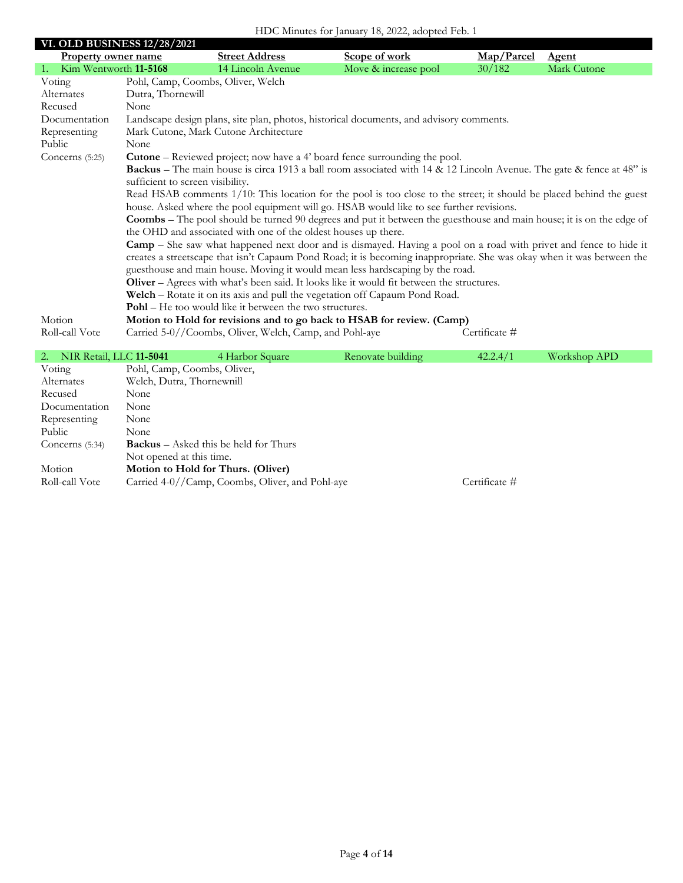## VI. OLD BUSINESS 12/28/2021

| Property owner name | Street Address | Scope of work | Map/Parcel | Agent |
|---|---|---|---|---|
| 1. Kim Wentworth **11-5168** | 14 Lincoln Avenue | Move & increase pool | 30/182 | Mark Cutone |

| | |
|---|---|
| Voting | Pohl, Camp, Coombs, Oliver, Welch |
| Alternates | Dutra, Thornewill |
| Recused | None |
| Documentation | Landscape design plans, site plan, photos, historical documents, and advisory comments. |
| Representing | Mark Cutone, Mark Cutone Architecture |
| Public | None |
| Concerns (5:25) | **Cutone** – Reviewed project; now have a 4' board fence surrounding the pool.<br>**Backus** – The main house is circa 1913 a ball room associated with 14 & 12 Lincoln Avenue. The gate & fence at 48" is sufficient to screen visibility.<br>Read HSAB comments 1/10: This location for the pool is too close to the street; it should be placed behind the guest house. Asked where the pool equipment will go. HSAB would like to see further revisions.<br>**Coombs** – The pool should be turned 90 degrees and put it between the guesthouse and main house; it is on the edge of the OHD and associated with one of the oldest houses up there.<br>**Camp** – She saw what happened next door and is dismayed. Having a pool on a road with privet and fence to hide it creates a streetscape that isn't Capaum Pond Road; it is becoming inappropriate. She was okay when it was between the guesthouse and main house. Moving it would mean less hardscaping by the road.<br>**Oliver** – Agrees with what's been said. It looks like it would fit between the structures.<br>**Welch** – Rotate it on its axis and pull the vegetation off Capaum Pond Road.<br>**Pohl** – He too would like it between the two structures. |
| Motion | **Motion to Hold for revisions and to go back to HSAB for review. (Camp)** |
| Roll-call Vote | Carried 5-0//Coombs, Oliver, Welch, Camp, and Pohl-aye — Certificate # |

| Property owner name | Street Address | Scope of work | Map/Parcel | Agent |
|---|---|---|---|---|
| 2. NIR Retail, LLC **11-5041** | 4 Harbor Square | Renovate building | 42.2.4/1 | Workshop APD |

| | |
|---|---|
| Voting | Pohl, Camp, Coombs, Oliver, |
| Alternates | Welch, Dutra, Thornewnill |
| Recused | None |
| Documentation | None |
| Representing | None |
| Public | None |
| Concerns (5:34) | **Backus** – Asked this be held for Thurs<br>Not opened at this time. |
| Motion | **Motion to Hold for Thurs. (Oliver)** |
| Roll-call Vote | Carried 4-0//Camp, Coombs, Oliver, and Pohl-aye — Certificate # |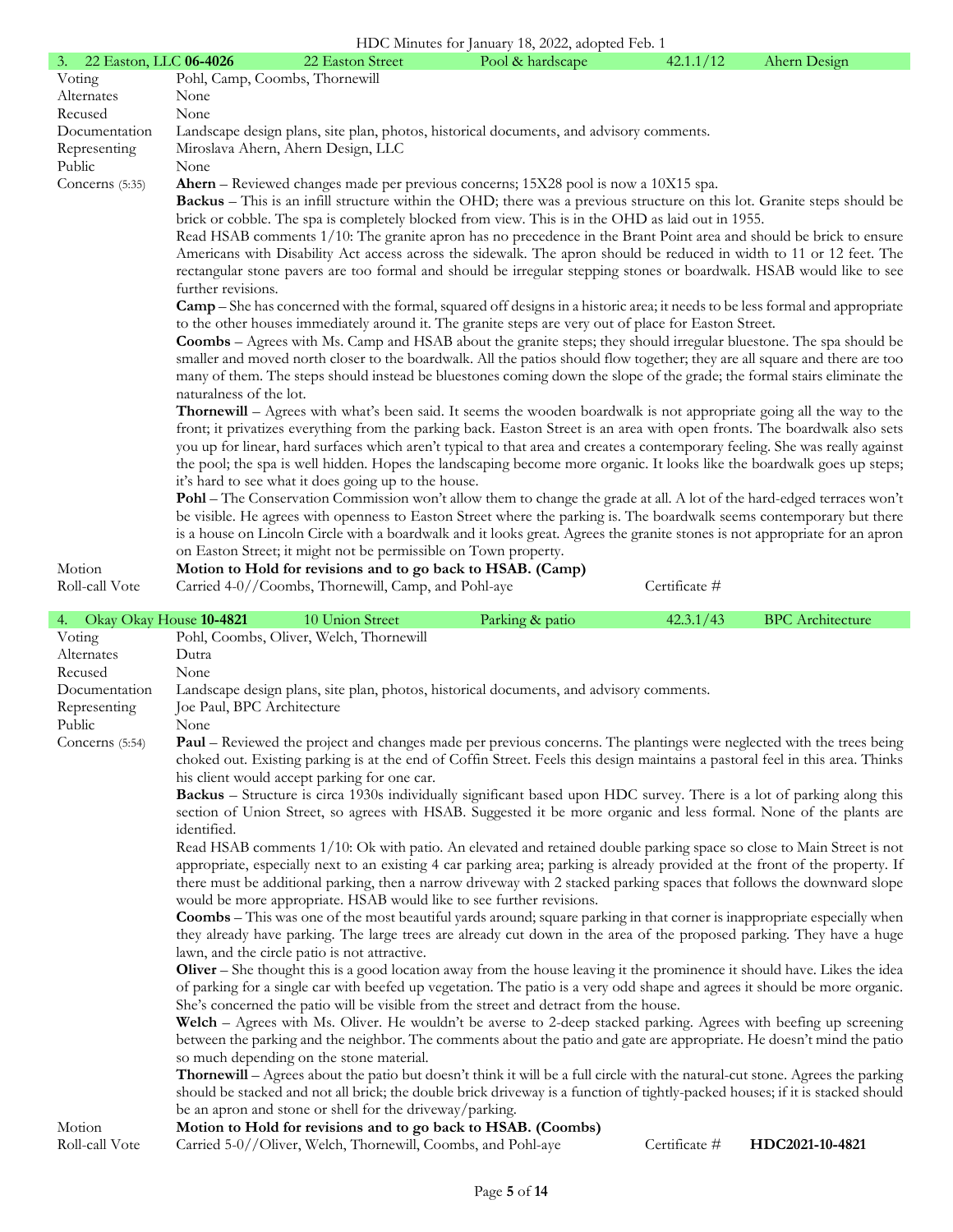HDC Minutes for January 18, 2022, adopted Feb. 1

| 3. 22 Easton, LLC **06-4026** | 22 Easton Street | Pool & hardscape | 42.1.1/12 | Ahern Design |
|---|---|---|---|---|
| Voting | Pohl, Camp, Coombs, Thornewill | | | |
| Alternates | None | | | |
| Recused | None | | | |
| Documentation | Landscape design plans, site plan, photos, historical documents, and advisory comments. | | | |
| Representing | Miroslava Ahern, Ahern Design, LLC | | | |
| Public | None | | | |
| Concerns (5:35) | **Ahern** – Reviewed changes made per previous concerns; 15X28 pool is now a 10X15 spa. **Backus** – This is an infill structure within the OHD; there was a previous structure on this lot. Granite steps should be brick or cobble. The spa is completely blocked from view. This is in the OHD as laid out in 1955. Read HSAB comments 1/10: The granite apron has no precedence in the Brant Point area and should be brick to ensure Americans with Disability Act access across the sidewalk. The apron should be reduced in width to 11 or 12 feet. The rectangular stone pavers are too formal and should be irregular stepping stones or boardwalk. HSAB would like to see further revisions. **Camp** – She has concerned with the formal, squared off designs in a historic area; it needs to be less formal and appropriate to the other houses immediately around it. The granite steps are very out of place for Easton Street. **Coombs** – Agrees with Ms. Camp and HSAB about the granite steps; they should irregular bluestone. The spa should be smaller and moved north closer to the boardwalk. All the patios should flow together; they are all square and there are too many of them. The steps should instead be bluestones coming down the slope of the grade; the formal stairs eliminate the naturalness of the lot. **Thornewill** – Agrees with what's been said. It seems the wooden boardwalk is not appropriate going all the way to the front; it privatizes everything from the parking back. Easton Street is an area with open fronts. The boardwalk also sets you up for linear, hard surfaces which aren't typical to that area and creates a contemporary feeling. She was really against the pool; the spa is well hidden. Hopes the landscaping become more organic. It looks like the boardwalk goes up steps; it's hard to see what it does going up to the house. **Pohl** – The Conservation Commission won't allow them to change the grade at all. A lot of the hard-edged terraces won't be visible. He agrees with openness to Easton Street where the parking is. The boardwalk seems contemporary but there is a house on Lincoln Circle with a boardwalk and it looks great. Agrees the granite stones is not appropriate for an apron on Easton Street; it might not be permissible on Town property. | | | |
| Motion | **Motion to Hold for revisions and to go back to HSAB. (Camp)** | | | |
| Roll-call Vote | Carried 4-0//Coombs, Thornewill, Camp, and Pohl-aye | | Certificate # | |

| 4. Okay Okay House **10-4821** | 10 Union Street | Parking & patio | 42.3.1/43 | BPC Architecture |
|---|---|---|---|---|
| Voting | Pohl, Coombs, Oliver, Welch, Thornewill | | | |
| Alternates | Dutra | | | |
| Recused | None | | | |
| Documentation | Landscape design plans, site plan, photos, historical documents, and advisory comments. | | | |
| Representing | Joe Paul, BPC Architecture | | | |
| Public | None | | | |
| Concerns (5:54) | **Paul** – Reviewed the project and changes made per previous concerns. The plantings were neglected with the trees being choked out. Existing parking is at the end of Coffin Street. Feels this design maintains a pastoral feel in this area. Thinks his client would accept parking for one car. **Backus** – Structure is circa 1930s individually significant based upon HDC survey. There is a lot of parking along this section of Union Street, so agrees with HSAB. Suggested it be more organic and less formal. None of the plants are identified. Read HSAB comments 1/10: Ok with patio. An elevated and retained double parking space so close to Main Street is not appropriate, especially next to an existing 4 car parking area; parking is already provided at the front of the property. If there must be additional parking, then a narrow driveway with 2 stacked parking spaces that follows the downward slope would be more appropriate. HSAB would like to see further revisions. **Coombs** – This was one of the most beautiful yards around; square parking in that corner is inappropriate especially when they already have parking. The large trees are already cut down in the area of the proposed parking. They have a huge lawn, and the circle patio is not attractive. **Oliver** – She thought this is a good location away from the house leaving it the prominence it should have. Likes the idea of parking for a single car with beefed up vegetation. The patio is a very odd shape and agrees it should be more organic. She's concerned the patio will be visible from the street and detract from the house. **Welch** – Agrees with Ms. Oliver. He wouldn't be averse to 2-deep stacked parking. Agrees with beefing up screening between the parking and the neighbor. The comments about the patio and gate are appropriate. He doesn't mind the patio so much depending on the stone material. **Thornewill** – Agrees about the patio but doesn't think it will be a full circle with the natural-cut stone. Agrees the parking should be stacked and not all brick; the double brick driveway is a function of tightly-packed houses; if it is stacked should be an apron and stone or shell for the driveway/parking. | | | |
| Motion | **Motion to Hold for revisions and to go back to HSAB. (Coombs)** | | | |
| Roll-call Vote | Carried 5-0//Oliver, Welch, Thornewill, Coombs, and Pohl-aye | | Certificate # | **HDC2021-10-4821** |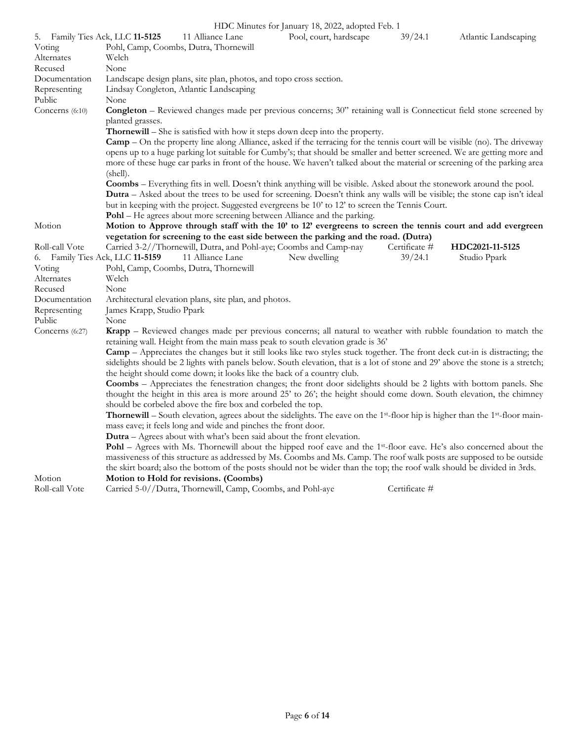| 5. Family Ties Ack, LLC **11-5125** | 11 Alliance Lane | Pool, court, hardscape | 39/24.1 | Atlantic Landscaping |
|---|---|---|---|---|

| | |
|---|---|
| Voting | Pohl, Camp, Coombs, Dutra, Thornewill |
| Alternates | Welch |
| Recused | None |
| Documentation | Landscape design plans, site plan, photos, and topo cross section. |
| Representing | Lindsay Congleton, Atlantic Landscaping |
| Public | None |
| Concerns (6:10) | **Congleton** – Reviewed changes made per previous concerns; 30" retaining wall is Connecticut field stone screened by planted grasses.<br>**Thornewill** – She is satisfied with how it steps down deep into the property.<br>**Camp** – On the property line along Alliance, asked if the terracing for the tennis court will be visible (no). The driveway opens up to a huge parking lot suitable for Cumby's; that should be smaller and better screened. We are getting more and more of these huge car parks in front of the house. We haven't talked about the material or screening of the parking area (shell).<br>**Coombs** – Everything fits in well. Doesn't think anything will be visible. Asked about the stonework around the pool.<br>**Dutra** – Asked about the trees to be used for screening. Doesn't think any walls will be visible; the stone cap isn't ideal but in keeping with the project. Suggested evergreens be 10' to 12' to screen the Tennis Court.<br>**Pohl** – He agrees about more screening between Alliance and the parking. |
| Motion | **Motion to Approve through staff with the 10' to 12' evergreens to screen the tennis court and add evergreen vegetation for screening to the east side between the parking and the road. (Dutra)** |
| Roll-call Vote | Carried 3-2//Thornewill, Dutra, and Pohl-aye; Coombs and Camp-nay — Certificate # **HDC2021-11-5125** |

| 6. Family Ties Ack, LLC **11-5159** | 11 Alliance Lane | New dwelling | 39/24.1 | Studio Ppark |
|---|---|---|---|---|

| | |
|---|---|
| Voting | Pohl, Camp, Coombs, Dutra, Thornewill |
| Alternates | Welch |
| Recused | None |
| Documentation | Architectural elevation plans, site plan, and photos. |
| Representing | James Krapp, Studio Ppark |
| Public | None |
| Concerns (6:27) | **Krapp** – Reviewed changes made per previous concerns; all natural to weather with rubble foundation to match the retaining wall. Height from the main mass peak to south elevation grade is 36'<br>**Camp** – Appreciates the changes but it still looks like two styles stuck together. The front deck cut-in is distracting; the sidelights should be 2 lights with panels below. South elevation, that is a lot of stone and 29' above the stone is a stretch; the height should come down; it looks like the back of a country club.<br>**Coombs** – Appreciates the fenestration changes; the front door sidelights should be 2 lights with bottom panels. She thought the height in this area is more around 25' to 26'; the height should come down. South elevation, the chimney should be corbeled above the fire box and corbeled the top.<br>**Thornewill** – South elevation, agrees about the sidelights. The eave on the 1st-floor hip is higher than the 1st-floor main-mass eave; it feels long and wide and pinches the front door.<br>**Dutra** – Agrees about with what's been said about the front elevation.<br>**Pohl** – Agrees with Ms. Thornewill about the hipped roof eave and the 1st-floor eave. He's also concerned about the massiveness of this structure as addressed by Ms. Coombs and Ms. Camp. The roof walk posts are supposed to be outside the skirt board; also the bottom of the posts should not be wider than the top; the roof walk should be divided in 3rds. |
| Motion | **Motion to Hold for revisions. (Coombs)** |
| Roll-call Vote | Carried 5-0//Dutra, Thornewill, Camp, Coombs, and Pohl-aye — Certificate # |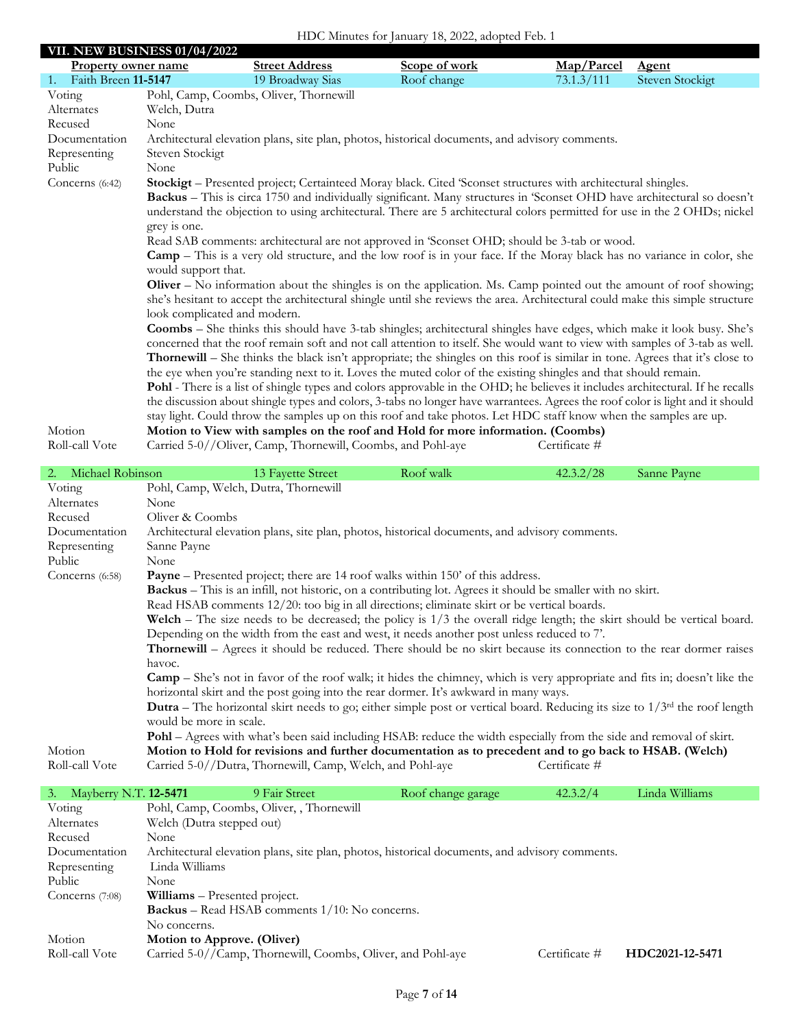HDC Minutes for January 18, 2022, adopted Feb. 1

## VII. NEW BUSINESS 01/04/2022

| Property owner name | Street Address | Scope of work | Map/Parcel | Agent |
|---|---|---|---|---|
| 1. Faith Breen **11-5147** | 19 Broadway Sias | Roof change | 73.1.3/111 | Steven Stockigt |

| | |
|---|---|
| Voting | Pohl, Camp, Coombs, Oliver, Thornewill |
| Alternates | Welch, Dutra |
| Recused | None |
| Documentation | Architectural elevation plans, site plan, photos, historical documents, and advisory comments. |
| Representing | Steven Stockigt |
| Public | None |
| Concerns (6:42) | **Stockigt** – Presented project; Certainteed Moray black. Cited 'Sconset structures with architectural shingles. |
| | **Backus** – This is circa 1750 and individually significant. Many structures in 'Sconset OHD have architectural so doesn't understand the objection to using architectural. There are 5 architectural colors permitted for use in the 2 OHDs; nickel grey is one. |
| | Read SAB comments: architectural are not approved in 'Sconset OHD; should be 3-tab or wood. |
| | **Camp** – This is a very old structure, and the low roof is in your face. If the Moray black has no variance in color, she would support that. |
| | **Oliver** – No information about the shingles is on the application. Ms. Camp pointed out the amount of roof showing; she's hesitant to accept the architectural shingle until she reviews the area. Architectural could make this simple structure look complicated and modern. |
| | **Coombs** – She thinks this should have 3-tab shingles; architectural shingles have edges, which make it look busy. She's concerned that the roof remain soft and not call attention to itself. She would want to view with samples of 3-tab as well. |
| | **Thornewill** – She thinks the black isn't appropriate; the shingles on this roof is similar in tone. Agrees that it's close to the eye when you're standing next to it. Loves the muted color of the existing shingles and that should remain. |
| | **Pohl** - There is a list of shingle types and colors approvable in the OHD; he believes it includes architectural. If he recalls the discussion about shingle types and colors, 3-tabs no longer have warrantees. Agrees the roof color is light and it should stay light. Could throw the samples up on this roof and take photos. Let HDC staff know when the samples are up. |
| Motion | **Motion to View with samples on the roof and Hold for more information. (Coombs)** |
| Roll-call Vote | Carried 5-0//Oliver, Camp, Thornewill, Coombs, and Pohl-aye — Certificate # |

| Property owner name | Street Address | Scope of work | Map/Parcel | Agent |
|---|---|---|---|---|
| 2. Michael Robinson | 13 Fayette Street | Roof walk | 42.3.2/28 | Sanne Payne |

| | |
|---|---|
| Voting | Pohl, Camp, Welch, Dutra, Thornewill |
| Alternates | None |
| Recused | Oliver & Coombs |
| Documentation | Architectural elevation plans, site plan, photos, historical documents, and advisory comments. |
| Representing | Sanne Payne |
| Public | None |
| Concerns (6:58) | **Payne** – Presented project; there are 14 roof walks within 150' of this address. |
| | **Backus** – This is an infill, not historic, on a contributing lot. Agrees it should be smaller with no skirt. |
| | Read HSAB comments 12/20: too big in all directions; eliminate skirt or be vertical boards. |
| | **Welch** – The size needs to be decreased; the policy is 1/3 the overall ridge length; the skirt should be vertical board. Depending on the width from the east and west, it needs another post unless reduced to 7'. |
| | **Thornewill** – Agrees it should be reduced. There should be no skirt because its connection to the rear dormer raises havoc. |
| | **Camp** – She's not in favor of the roof walk; it hides the chimney, which is very appropriate and fits in; doesn't like the horizontal skirt and the post going into the rear dormer. It's awkward in many ways. |
| | **Dutra** – The horizontal skirt needs to go; either simple post or vertical board. Reducing its size to 1/3rd the roof length would be more in scale. |
| | **Pohl** – Agrees with what's been said including HSAB: reduce the width especially from the side and removal of skirt. |
| Motion | **Motion to Hold for revisions and further documentation as to precedent and to go back to HSAB. (Welch)** |
| Roll-call Vote | Carried 5-0//Dutra, Thornewill, Camp, Welch, and Pohl-aye — Certificate # |

| Property owner name | Street Address | Scope of work | Map/Parcel | Agent |
|---|---|---|---|---|
| 3. Mayberry N.T. **12-5471** | 9 Fair Street | Roof change garage | 42.3.2/4 | Linda Williams |

| | |
|---|---|
| Voting | Pohl, Camp, Coombs, Oliver, , Thornewill |
| Alternates | Welch (Dutra stepped out) |
| Recused | None |
| Documentation | Architectural elevation plans, site plan, photos, historical documents, and advisory comments. |
| Representing | Linda Williams |
| Public | None |
| Concerns (7:08) | **Williams** – Presented project. |
| | **Backus** – Read HSAB comments 1/10: No concerns. |
| | No concerns. |
| Motion | **Motion to Approve. (Oliver)** |
| Roll-call Vote | Carried 5-0//Camp, Thornewill, Coombs, Oliver, and Pohl-aye — Certificate # **HDC2021-12-5471** |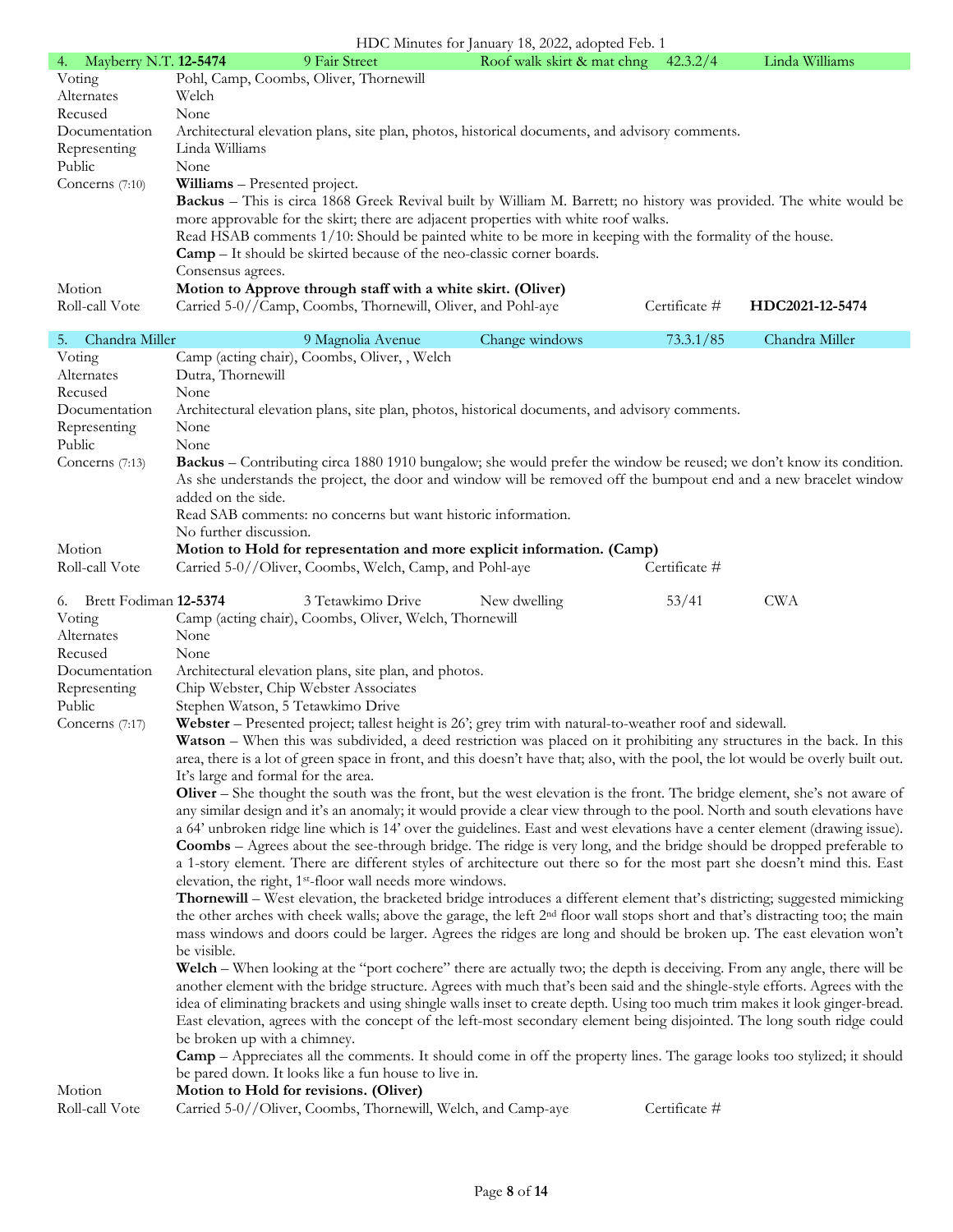HDC Minutes for January 18, 2022, adopted Feb. 1

| 4. Mayberry N.T. **12-5474** | 9 Fair Street | Roof walk skirt & mat chng | 42.3.2/4 | Linda Williams |
|---|---|---|---|---|
| Voting | Pohl, Camp, Coombs, Oliver, Thornewill | | | |
| Alternates | Welch | | | |
| Recused | None | | | |
| Documentation | Architectural elevation plans, site plan, photos, historical documents, and advisory comments. | | | |
| Representing | Linda Williams | | | |
| Public | None | | | |
| Concerns (7:10) | **Williams** – Presented project. **Backus** – This is circa 1868 Greek Revival built by William M. Barrett; no history was provided. The white would be more approvable for the skirt; there are adjacent properties with white roof walks. Read HSAB comments 1/10: Should be painted white to be more in keeping with the formality of the house. **Camp** – It should be skirted because of the neo-classic corner boards. Consensus agrees. | | | |
| Motion | **Motion to Approve through staff with a white skirt. (Oliver)** | | | |
| Roll-call Vote | Carried 5-0//Camp, Coombs, Thornewill, Oliver, and Pohl-aye | | Certificate # | **HDC2021-12-5474** |

| 5. Chandra Miller | 9 Magnolia Avenue | Change windows | 73.3.1/85 | Chandra Miller |
|---|---|---|---|---|
| Voting | Camp (acting chair), Coombs, Oliver, , Welch | | | |
| Alternates | Dutra, Thornewill | | | |
| Recused | None | | | |
| Documentation | Architectural elevation plans, site plan, photos, historical documents, and advisory comments. | | | |
| Representing | None | | | |
| Public | None | | | |
| Concerns (7:13) | **Backus** – Contributing circa 1880 1910 bungalow; she would prefer the window be reused; we don't know its condition. As she understands the project, the door and window will be removed off the bumpout end and a new bracelet window added on the side. Read SAB comments: no concerns but want historic information. No further discussion. | | | |
| Motion | **Motion to Hold for representation and more explicit information. (Camp)** | | | |
| Roll-call Vote | Carried 5-0//Oliver, Coombs, Welch, Camp, and Pohl-aye | | Certificate # | |

| 6. Brett Fodiman **12-5374** | 3 Tetawkimo Drive | New dwelling | 53/41 | CWA |
|---|---|---|---|---|
| Voting | Camp (acting chair), Coombs, Oliver, Welch, Thornewill | | | |
| Alternates | None | | | |
| Recused | None | | | |
| Documentation | Architectural elevation plans, site plan, and photos. | | | |
| Representing | Chip Webster, Chip Webster Associates | | | |
| Public | Stephen Watson, 5 Tetawkimo Drive | | | |
| Concerns (7:17) | **Webster** – Presented project; tallest height is 26'; grey trim with natural-to-weather roof and sidewall. **Watson** – When this was subdivided, a deed restriction was placed on it prohibiting any structures in the back. In this area, there is a lot of green space in front, and this doesn't have that; also, with the pool, the lot would be overly built out. It's large and formal for the area. **Oliver** – She thought the south was the front, but the west elevation is the front. The bridge element, she's not aware of any similar design and it's an anomaly; it would provide a clear view through to the pool. North and south elevations have a 64' unbroken ridge line which is 14' over the guidelines. East and west elevations have a center element (drawing issue). **Coombs** – Agrees about the see-through bridge. The ridge is very long, and the bridge should be dropped preferable to a 1-story element. There are different styles of architecture out there so for the most part she doesn't mind this. East elevation, the right, 1st-floor wall needs more windows. **Thornewill** – West elevation, the bracketed bridge introduces a different element that's districting; suggested mimicking the other arches with cheek walls; above the garage, the left 2nd floor wall stops short and that's distracting too; the main mass windows and doors could be larger. Agrees the ridges are long and should be broken up. The east elevation won't be visible. **Welch** – When looking at the "port cochere" there are actually two; the depth is deceiving. From any angle, there will be another element with the bridge structure. Agrees with much that's been said and the shingle-style efforts. Agrees with the idea of eliminating brackets and using shingle walls inset to create depth. Using too much trim makes it look ginger-bread. East elevation, agrees with the concept of the left-most secondary element being disjointed. The long south ridge could be broken up with a chimney. **Camp** – Appreciates all the comments. It should come in off the property lines. The garage looks too stylized; it should be pared down. It looks like a fun house to live in. | | | |
| Motion | **Motion to Hold for revisions. (Oliver)** | | | |
| Roll-call Vote | Carried 5-0//Oliver, Coombs, Thornewill, Welch, and Camp-aye | | Certificate # | |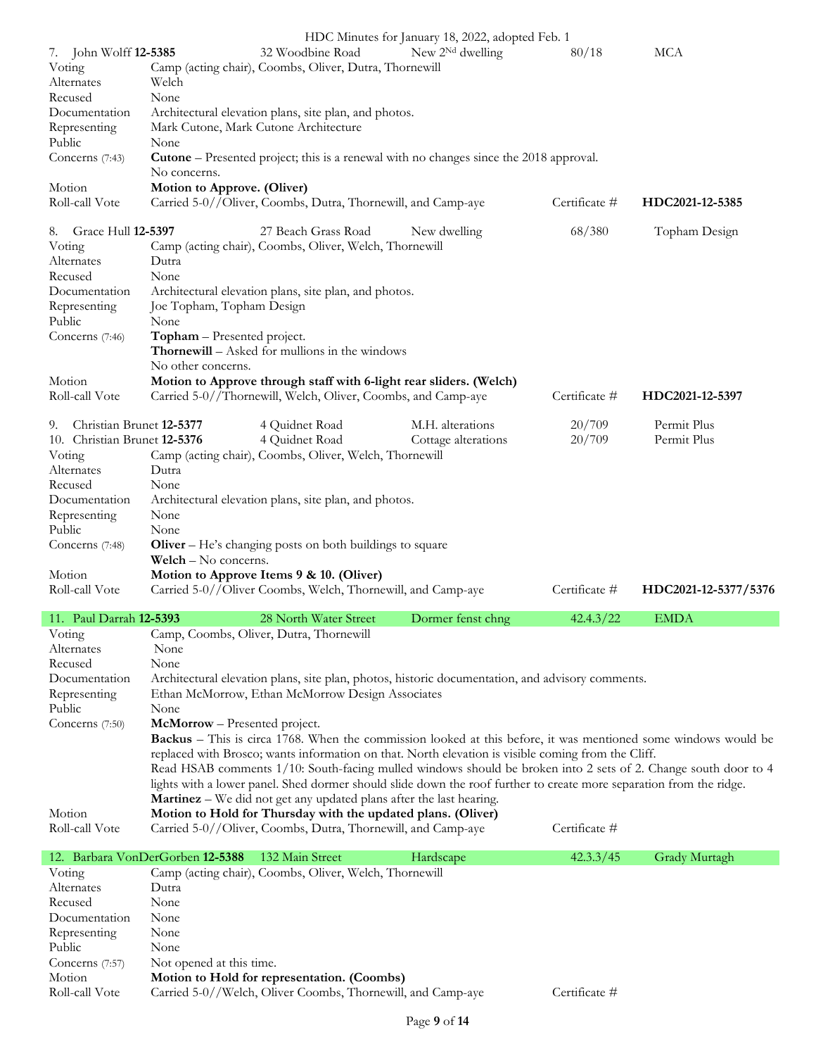| 7. John Wolff **12-5385** | 32 Woodbine Road | New 2[Nd] dwelling | 80/18 | MCA |
|---|---|---|---|---|
| Voting | Camp (acting chair), Coombs, Oliver, Dutra, Thornewill | | | |
| Alternates | Welch | | | |
| Recused | None | | | |
| Documentation | Architectural elevation plans, site plan, and photos. | | | |
| Representing | Mark Cutone, Mark Cutone Architecture | | | |
| Public | None | | | |
| Concerns (7:43) | **Cutone** – Presented project; this is a renewal with no changes since the 2018 approval.<br>No concerns. | | | |
| Motion | **Motion to Approve. (Oliver)** | | | |
| Roll-call Vote | Carried 5-0//Oliver, Coombs, Dutra, Thornewill, and Camp-aye | | Certificate # | **HDC2021-12-5385** |

| 8. Grace Hull **12-5397** | 27 Beach Grass Road | New dwelling | 68/380 | Topham Design |
|---|---|---|---|---|
| Voting | Camp (acting chair), Coombs, Oliver, Welch, Thornewill | | | |
| Alternates | Dutra | | | |
| Recused | None | | | |
| Documentation | Architectural elevation plans, site plan, and photos. | | | |
| Representing | Joe Topham, Topham Design | | | |
| Public | None | | | |
| Concerns (7:46) | **Topham** – Presented project.<br>**Thornewill** – Asked for mullions in the windows<br>No other concerns. | | | |
| Motion | **Motion to Approve through staff with 6-light rear sliders. (Welch)** | | | |
| Roll-call Vote | Carried 5-0//Thornewill, Welch, Oliver, Coombs, and Camp-aye | | Certificate # | **HDC2021-12-5397** |

| 9. Christian Brunet **12-5377**<br>10. Christian Brunet **12-5376** | 4 Quidnet Road<br>4 Quidnet Road | M.H. alterations<br>Cottage alterations | 20/709<br>20/709 | Permit Plus<br>Permit Plus |
|---|---|---|---|---|
| Voting | Camp (acting chair), Coombs, Oliver, Welch, Thornewill | | | |
| Alternates | Dutra | | | |
| Recused | None | | | |
| Documentation | Architectural elevation plans, site plan, and photos. | | | |
| Representing | None | | | |
| Public | None | | | |
| Concerns (7:48) | **Oliver** – He's changing posts on both buildings to square<br>**Welch** – No concerns. | | | |
| Motion | **Motion to Approve Items 9 & 10. (Oliver)** | | | |
| Roll-call Vote | Carried 5-0//Oliver Coombs, Welch, Thornewill, and Camp-aye | | Certificate # | **HDC2021-12-5377/5376** |

| 11. Paul Darrah **12-5393** | 28 North Water Street | Dormer fenst chng | 42.4.3/22 | EMDA |
|---|---|---|---|---|
| Voting | Camp, Coombs, Oliver, Dutra, Thornewill | | | |
| Alternates | None | | | |
| Recused | None | | | |
| Documentation | Architectural elevation plans, site plan, photos, historic documentation, and advisory comments. | | | |
| Representing | Ethan McMorrow, Ethan McMorrow Design Associates | | | |
| Public | None | | | |
| Concerns (7:50) | **McMorrow** – Presented project.<br>**Backus** – This is circa 1768. When the commission looked at this before, it was mentioned some windows would be replaced with Brosco; wants information on that. North elevation is visible coming from the Cliff.<br>Read HSAB comments 1/10: South-facing mulled windows should be broken into 2 sets of 2. Change south door to 4 lights with a lower panel. Shed dormer should slide down the roof further to create more separation from the ridge.<br>**Martinez** – We did not get any updated plans after the last hearing. | | | |
| Motion | **Motion to Hold for Thursday with the updated plans. (Oliver)** | | | |
| Roll-call Vote | Carried 5-0//Oliver, Coombs, Dutra, Thornewill, and Camp-aye | | Certificate # | |

| 12. Barbara VonDerGorben **12-5388** | 132 Main Street | Hardscape | 42.3.3/45 | Grady Murtagh |
|---|---|---|---|---|
| Voting | Camp (acting chair), Coombs, Oliver, Welch, Thornewill | | | |
| Alternates | Dutra | | | |
| Recused | None | | | |
| Documentation | None | | | |
| Representing | None | | | |
| Public | None | | | |
| Concerns (7:57) | Not opened at this time. | | | |
| Motion | **Motion to Hold for representation. (Coombs)** | | | |
| Roll-call Vote | Carried 5-0//Welch, Oliver Coombs, Thornewill, and Camp-aye | | Certificate # | |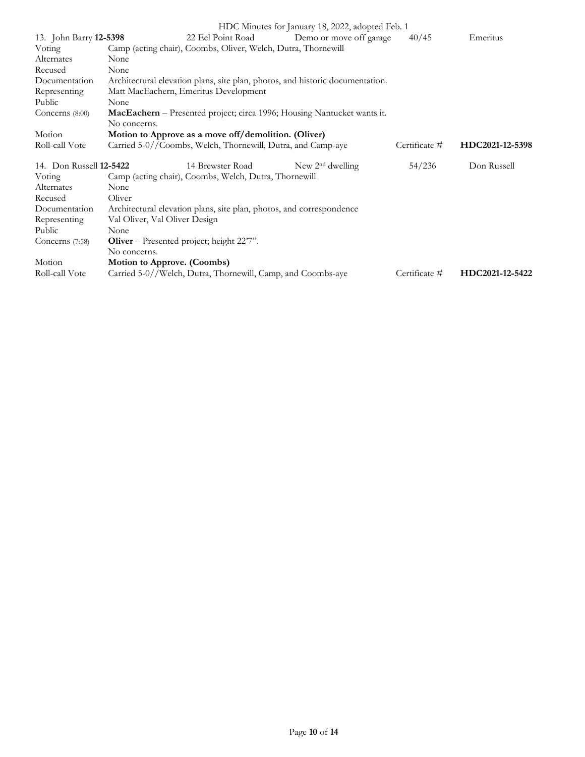| 13. John Barry **12-5398** | 22 Eel Point Road | Demo or move off garage | 40/45 | Emeritus |
|---|---|---|---|---|
| Voting | Camp (acting chair), Coombs, Oliver, Welch, Dutra, Thornewill | | | |
| Alternates | None | | | |
| Recused | None | | | |
| Documentation | Architectural elevation plans, site plan, photos, and historic documentation. | | | |
| Representing | Matt MacEachern, Emeritus Development | | | |
| Public | None | | | |
| Concerns (8:00) | **MacEachern** – Presented project; circa 1996; Housing Nantucket wants it. No concerns. | | | |
| Motion | **Motion to Approve as a move off/demolition. (Oliver)** | | | |
| Roll-call Vote | Carried 5-0//Coombs, Welch, Thornewill, Dutra, and Camp-aye | | Certificate # | **HDC2021-12-5398** |

| 14. Don Russell **12-5422** | 14 Brewster Road | New 2nd dwelling | 54/236 | Don Russell |
|---|---|---|---|---|
| Voting | Camp (acting chair), Coombs, Welch, Dutra, Thornewill | | | |
| Alternates | None | | | |
| Recused | Oliver | | | |
| Documentation | Architectural elevation plans, site plan, photos, and correspondence | | | |
| Representing | Val Oliver, Val Oliver Design | | | |
| Public | None | | | |
| Concerns (7:58) | **Oliver** – Presented project; height 22'7". No concerns. | | | |
| Motion | **Motion to Approve. (Coombs)** | | | |
| Roll-call Vote | Carried 5-0//Welch, Dutra, Thornewill, Camp, and Coombs-aye | | Certificate # | **HDC2021-12-5422** |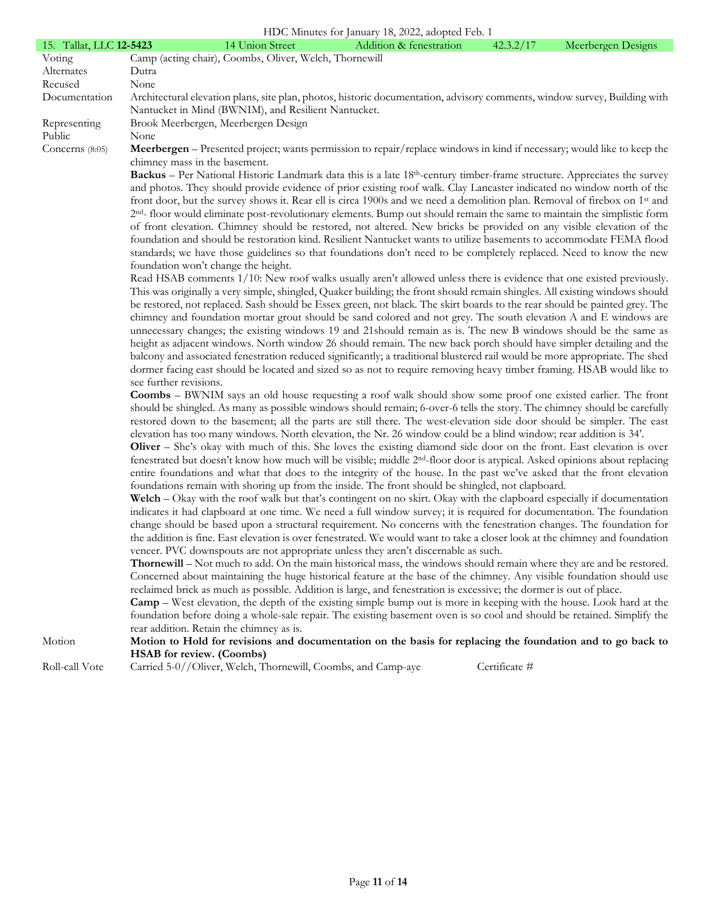| 15. Tallat, LLC **12-5423** | 14 Union Street | Addition & fenestration | 42.3.2/17 | Meerbergen Designs |
|---|---|---|---|---|

Voting: Camp (acting chair), Coombs, Oliver, Welch, Thornewill

Alternates: Dutra

Recused: None

Documentation: Architectural elevation plans, site plan, photos, historic documentation, advisory comments, window survey, Building with Nantucket in Mind (BWNIM), and Resilient Nantucket.

Representing: Brook Meerbergen, Meerbergen Design

Public: None

Concerns (8:05)

**Meerbergen** – Presented project; wants permission to repair/replace windows in kind if necessary; would like to keep the chimney mass in the basement.

**Backus** – Per National Historic Landmark data this is a late 18th-century timber-frame structure. Appreciates the survey and photos. They should provide evidence of prior existing roof walk. Clay Lancaster indicated no window north of the front door, but the survey shows it. Rear ell is circa 1900s and we need a demolition plan. Removal of firebox on 1st and 2nd- floor would eliminate post-revolutionary elements. Bump out should remain the same to maintain the simplistic form of front elevation. Chimney should be restored, not altered. New bricks be provided on any visible elevation of the foundation and should be restoration kind. Resilient Nantucket wants to utilize basements to accommodate FEMA flood standards; we have those guidelines so that foundations don't need to be completely replaced. Need to know the new foundation won't change the height.

Read HSAB comments 1/10: New roof walks usually aren't allowed unless there is evidence that one existed previously. This was originally a very simple, shingled, Quaker building; the front should remain shingles. All existing windows should be restored, not replaced. Sash should be Essex green, not black. The skirt boards to the rear should be painted grey. The chimney and foundation mortar grout should be sand colored and not grey. The south elevation A and E windows are unnecessary changes; the existing windows 19 and 21should remain as is. The new B windows should be the same as height as adjacent windows. North window 26 should remain. The new back porch should have simpler detailing and the balcony and associated fenestration reduced significantly; a traditional blustered rail would be more appropriate. The shed dormer facing east should be located and sized so as not to require removing heavy timber framing. HSAB would like to see further revisions.

**Coombs** – BWNIM says an old house requesting a roof walk should show some proof one existed earlier. The front should be shingled. As many as possible windows should remain; 6-over-6 tells the story. The chimney should be carefully restored down to the basement; all the parts are still there. The west-elevation side door should be simpler. The east elevation has too many windows. North elevation, the Nr. 26 window could be a blind window; rear addition is 34'.

**Oliver** – She's okay with much of this. She loves the existing diamond side door on the front. East elevation is over fenestrated but doesn't know how much will be visible; middle 2nd-floor door is atypical. Asked opinions about replacing entire foundations and what that does to the integrity of the house. In the past we've asked that the front elevation foundations remain with shoring up from the inside. The front should be shingled, not clapboard.

**Welch** – Okay with the roof walk but that's contingent on no skirt. Okay with the clapboard especially if documentation indicates it had clapboard at one time. We need a full window survey; it is required for documentation. The foundation change should be based upon a structural requirement. No concerns with the fenestration changes. The foundation for the addition is fine. East elevation is over fenestrated. We would want to take a closer look at the chimney and foundation veneer. PVC downspouts are not appropriate unless they aren't discernable as such.

**Thornewill** – Not much to add. On the main historical mass, the windows should remain where they are and be restored. Concerned about maintaining the huge historical feature at the base of the chimney. Any visible foundation should use reclaimed brick as much as possible. Addition is large, and fenestration is excessive; the dormer is out of place.

**Camp** – West elevation, the depth of the existing simple bump out is more in keeping with the house. Look hard at the foundation before doing a whole-sale repair. The existing basement oven is so cool and should be retained. Simplify the rear addition. Retain the chimney as is.

Motion: **Motion to Hold for revisions and documentation on the basis for replacing the foundation and to go back to HSAB for review. (Coombs)**

Roll-call Vote: Carried 5-0//Oliver, Welch, Thornewill, Coombs, and Camp-aye — Certificate #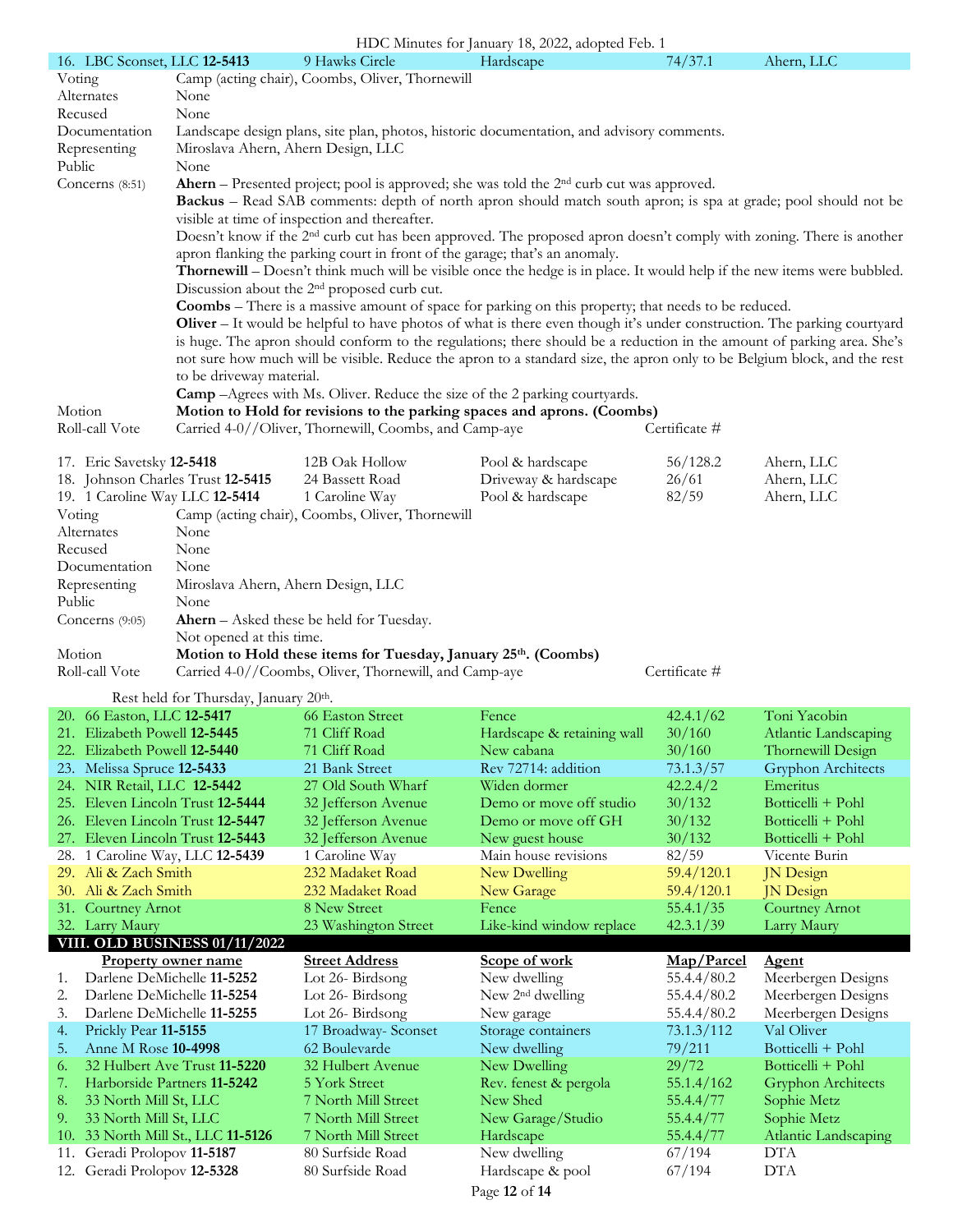HDC Minutes for January 18, 2022, adopted Feb. 1

| 16. LBC Sconset, LLC **12-5413** | 9 Hawks Circle | Hardscape | 74/37.1 | Ahern, LLC |
|---|---|---|---|---|

| | |
|---|---|
| Voting | Camp (acting chair), Coombs, Oliver, Thornewill |
| Alternates | None |
| Recused | None |
| Documentation | Landscape design plans, site plan, photos, historic documentation, and advisory comments. |
| Representing | Miroslava Ahern, Ahern Design, LLC |
| Public | None |
| Concerns (8:51) | **Ahern** – Presented project; pool is approved; she was told the 2nd curb cut was approved. |
| | **Backus** – Read SAB comments: depth of north apron should match south apron; is spa at grade; pool should not be visible at time of inspection and thereafter. |
| | Doesn't know if the 2nd curb cut has been approved. The proposed apron doesn't comply with zoning. There is another apron flanking the parking court in front of the garage; that's an anomaly. |
| | **Thornewill** – Doesn't think much will be visible once the hedge is in place. It would help if the new items were bubbled. Discussion about the 2nd proposed curb cut. |
| | **Coombs** – There is a massive amount of space for parking on this property; that needs to be reduced. |
| | **Oliver** – It would be helpful to have photos of what is there even though it's under construction. The parking courtyard is huge. The apron should conform to the regulations; there should be a reduction in the amount of parking area. She's not sure how much will be visible. Reduce the apron to a standard size, the apron only to be Belgium block, and the rest to be driveway material. |
| | **Camp** –Agrees with Ms. Oliver. Reduce the size of the 2 parking courtyards. |
| Motion | **Motion to Hold for revisions to the parking spaces and aprons. (Coombs)** |
| Roll-call Vote | Carried 4-0//Oliver, Thornewill, Coombs, and Camp-aye — Certificate # |

| | | | | |
|---|---|---|---|---|
| 17. Eric Savetsky **12-5418** | 12B Oak Hollow | Pool & hardscape | 56/128.2 | Ahern, LLC |
| 18. Johnson Charles Trust **12-5415** | 24 Bassett Road | Driveway & hardscape | 26/61 | Ahern, LLC |
| 19. 1 Caroline Way LLC **12-5414** | 1 Caroline Way | Pool & hardscape | 82/59 | Ahern, LLC |

| | |
|---|---|
| Voting | Camp (acting chair), Coombs, Oliver, Thornewill |
| Alternates | None |
| Recused | None |
| Documentation | None |
| Representing | Miroslava Ahern, Ahern Design, LLC |
| Public | None |
| Concerns (9:05) | **Ahern** – Asked these be held for Tuesday. |
| | Not opened at this time. |
| Motion | **Motion to Hold these items for Tuesday, January 25th. (Coombs)** |
| Roll-call Vote | Carried 4-0//Coombs, Oliver, Thornewill, and Camp-aye — Certificate # |

Rest held for Thursday, January 20th.

| | | | | |
|---|---|---|---|---|
| 20. 66 Easton, LLC **12-5417** | 66 Easton Street | Fence | 42.4.1/62 | Toni Yacobin |
| 21. Elizabeth Powell **12-5445** | 71 Cliff Road | Hardscape & retaining wall | 30/160 | Atlantic Landscaping |
| 22. Elizabeth Powell **12-5440** | 71 Cliff Road | New cabana | 30/160 | Thornewill Design |
| 23. Melissa Spruce **12-5433** | 21 Bank Street | Rev 72714: addition | 73.1.3/57 | Gryphon Architects |
| 24. NIR Retail, LLC **12-5442** | 27 Old South Wharf | Widen dormer | 42.2.4/2 | Emeritus |
| 25. Eleven Lincoln Trust **12-5444** | 32 Jefferson Avenue | Demo or move off studio | 30/132 | Botticelli + Pohl |
| 26. Eleven Lincoln Trust **12-5447** | 32 Jefferson Avenue | Demo or move off GH | 30/132 | Botticelli + Pohl |
| 27. Eleven Lincoln Trust **12-5443** | 32 Jefferson Avenue | New guest house | 30/132 | Botticelli + Pohl |
| 28. 1 Caroline Way, LLC **12-5439** | 1 Caroline Way | Main house revisions | 82/59 | Vicente Burin |
| 29. Ali & Zach Smith | 232 Madaket Road | New Dwelling | 59.4/120.1 | JN Design |
| 30. Ali & Zach Smith | 232 Madaket Road | New Garage | 59.4/120.1 | JN Design |
| 31. Courtney Arnot | 8 New Street | Fence | 55.4.1/35 | Courtney Arnot |
| 32. Larry Maury | 23 Washington Street | Like-kind window replace | 42.3.1/39 | Larry Maury |

## VIII. OLD BUSINESS 01/11/2022

| Property owner name | Street Address | Scope of work | Map/Parcel | Agent |
|---|---|---|---|---|
| 1. Darlene DeMichelle **11-5252** | Lot 26- Birdsong | New dwelling | 55.4.4/80.2 | Meerbergen Designs |
| 2. Darlene DeMichelle **11-5254** | Lot 26- Birdsong | New 2nd dwelling | 55.4.4/80.2 | Meerbergen Designs |
| 3. Darlene DeMichelle **11-5255** | Lot 26- Birdsong | New garage | 55.4.4/80.2 | Meerbergen Designs |
| 4. Prickly Pear **11-5155** | 17 Broadway- Sconset | Storage containers | 73.1.3/112 | Val Oliver |
| 5. Anne M Rose **10-4998** | 62 Boulevarde | New dwelling | 79/211 | Botticelli + Pohl |
| 6. 32 Hulbert Ave Trust **11-5220** | 32 Hulbert Avenue | New Dwelling | 29/72 | Botticelli + Pohl |
| 7. Harborside Partners **11-5242** | 5 York Street | Rev. fenest & pergola | 55.1.4/162 | Gryphon Architects |
| 8. 33 North Mill St, LLC | 7 North Mill Street | New Shed | 55.4.4/77 | Sophie Metz |
| 9. 33 North Mill St, LLC | 7 North Mill Street | New Garage/Studio | 55.4.4/77 | Sophie Metz |
| 10. 33 North Mill St., LLC **11-5126** | 7 North Mill Street | Hardscape | 55.4.4/77 | Atlantic Landscaping |
| 11. Geradi Prolopov **11-5187** | 80 Surfside Road | New dwelling | 67/194 | DTA |
| 12. Geradi Prolopov **12-5328** | 80 Surfside Road | Hardscape & pool | 67/194 | DTA |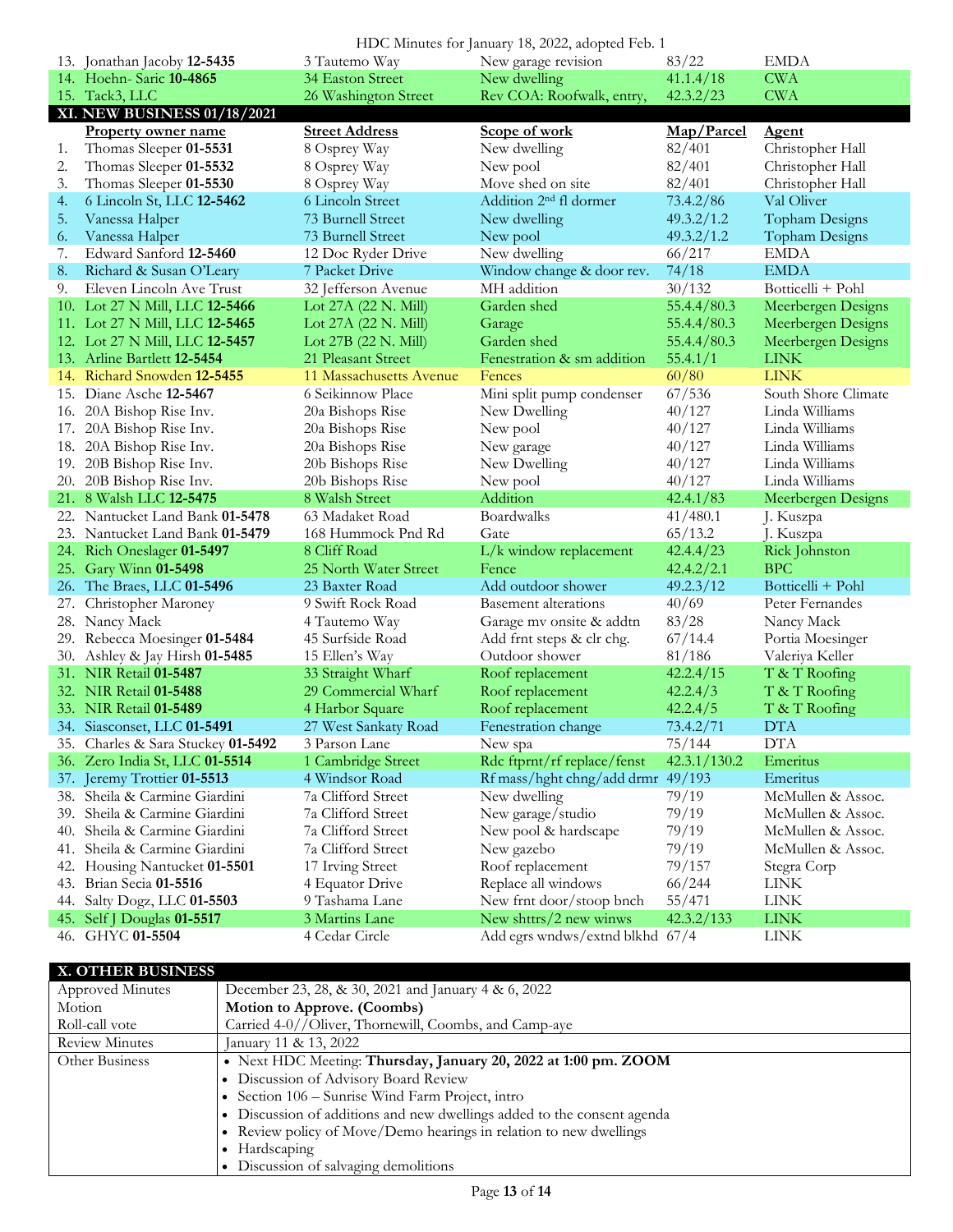HDC Minutes for January 18, 2022, adopted Feb. 1

| | | | | |
|---|---|---|---|---|
| 13. Jonathan Jacoby **12-5435** | 3 Tautemo Way | New garage revision | 83/22 | EMDA |
| 14. Hoehn- Saric **10-4865** | 34 Easton Street | New dwelling | 41.1.4/18 | CWA |
| 15. Tack3, LLC | 26 Washington Street | Rev COA: Roofwalk, entry, | 42.3.2/23 | CWA |

## XI. NEW BUSINESS 01/18/2021

| **Property owner name** | **Street Address** | **Scope of work** | **Map/Parcel** | **Agent** |
|---|---|---|---|---|
| 1. Thomas Sleeper **01-5531** | 8 Osprey Way | New dwelling | 82/401 | Christopher Hall |
| 2. Thomas Sleeper **01-5532** | 8 Osprey Way | New pool | 82/401 | Christopher Hall |
| 3. Thomas Sleeper **01-5530** | 8 Osprey Way | Move shed on site | 82/401 | Christopher Hall |
| 4. 6 Lincoln St, LLC **12-5462** | 6 Lincoln Street | Addition 2nd fl dormer | 73.4.2/86 | Val Oliver |
| 5. Vanessa Halper | 73 Burnell Street | New dwelling | 49.3.2/1.2 | Topham Designs |
| 6. Vanessa Halper | 73 Burnell Street | New pool | 49.3.2/1.2 | Topham Designs |
| 7. Edward Sanford **12-5460** | 12 Doc Ryder Drive | New dwelling | 66/217 | EMDA |
| 8. Richard & Susan O'Leary | 7 Packet Drive | Window change & door rev. | 74/18 | EMDA |
| 9. Eleven Lincoln Ave Trust | 32 Jefferson Avenue | MH addition | 30/132 | Botticelli + Pohl |
| 10. Lot 27 N Mill, LLC **12-5466** | Lot 27A (22 N. Mill) | Garden shed | 55.4.4/80.3 | Meerbergen Designs |
| 11. Lot 27 N Mill, LLC **12-5465** | Lot 27A (22 N. Mill) | Garage | 55.4.4/80.3 | Meerbergen Designs |
| 12. Lot 27 N Mill, LLC **12-5457** | Lot 27B (22 N. Mill) | Garden shed | 55.4.4/80.3 | Meerbergen Designs |
| 13. Arline Bartlett **12-5454** | 21 Pleasant Street | Fenestration & sm addition | 55.4.1/1 | LINK |
| 14. Richard Snowden **12-5455** | 11 Massachusetts Avenue | Fences | 60/80 | LINK |
| 15. Diane Asche **12-5467** | 6 Seikinnow Place | Mini split pump condenser | 67/536 | South Shore Climate |
| 16. 20A Bishop Rise Inv. | 20a Bishops Rise | New Dwelling | 40/127 | Linda Williams |
| 17. 20A Bishop Rise Inv. | 20a Bishops Rise | New pool | 40/127 | Linda Williams |
| 18. 20A Bishop Rise Inv. | 20a Bishops Rise | New garage | 40/127 | Linda Williams |
| 19. 20B Bishop Rise Inv. | 20b Bishops Rise | New Dwelling | 40/127 | Linda Williams |
| 20. 20B Bishop Rise Inv. | 20b Bishops Rise | New pool | 40/127 | Linda Williams |
| 21. 8 Walsh LLC **12-5475** | 8 Walsh Street | Addition | 42.4.1/83 | Meerbergen Designs |
| 22. Nantucket Land Bank **01-5478** | 63 Madaket Road | Boardwalks | 41/480.1 | J. Kuszpa |
| 23. Nantucket Land Bank **01-5479** | 168 Hummock Pnd Rd | Gate | 65/13.2 | J. Kuszpa |
| 24. Rich Oneslager **01-5497** | 8 Cliff Road | L/k window replacement | 42.4.4/23 | Rick Johnston |
| 25. Gary Winn **01-5498** | 25 North Water Street | Fence | 42.4.2/2.1 | BPC |
| 26. The Braes, LLC **01-5496** | 23 Baxter Road | Add outdoor shower | 49.2.3/12 | Botticelli + Pohl |
| 27. Christopher Maroney | 9 Swift Rock Road | Basement alterations | 40/69 | Peter Fernandes |
| 28. Nancy Mack | 4 Tautemo Way | Garage mv onsite & addtn | 83/28 | Nancy Mack |
| 29. Rebecca Moesinger **01-5484** | 45 Surfside Road | Add frnt steps & clr chg. | 67/14.4 | Portia Moesinger |
| 30. Ashley & Jay Hirsh **01-5485** | 15 Ellen's Way | Outdoor shower | 81/186 | Valeriya Keller |
| 31. NIR Retail **01-5487** | 33 Straight Wharf | Roof replacement | 42.2.4/15 | T & T Roofing |
| 32. NIR Retail **01-5488** | 29 Commercial Wharf | Roof replacement | 42.2.4/3 | T & T Roofing |
| 33. NIR Retail **01-5489** | 4 Harbor Square | Roof replacement | 42.2.4/5 | T & T Roofing |
| 34. Siasconset, LLC **01-5491** | 27 West Sankaty Road | Fenestration change | 73.4.2/71 | DTA |
| 35. Charles & Sara Stuckey **01-5492** | 3 Parson Lane | New spa | 75/144 | DTA |
| 36. Zero India St, LLC **01-5514** | 1 Cambridge Street | Rdc ftprnt/rf replace/fenst | 42.3.1/130.2 | Emeritus |
| 37. Jeremy Trottier **01-5513** | 4 Windsor Road | Rf mass/hght chng/add drmr | 49/193 | Emeritus |
| 38. Sheila & Carmine Giardini | 7a Clifford Street | New dwelling | 79/19 | McMullen & Assoc. |
| 39. Sheila & Carmine Giardini | 7a Clifford Street | New garage/studio | 79/19 | McMullen & Assoc. |
| 40. Sheila & Carmine Giardini | 7a Clifford Street | New pool & hardscape | 79/19 | McMullen & Assoc. |
| 41. Sheila & Carmine Giardini | 7a Clifford Street | New gazebo | 79/19 | McMullen & Assoc. |
| 42. Housing Nantucket **01-5501** | 17 Irving Street | Roof replacement | 79/157 | Stegra Corp |
| 43. Brian Secia **01-5516** | 4 Equator Drive | Replace all windows | 66/244 | LINK |
| 44. Salty Dogz, LLC **01-5503** | 9 Tashama Lane | New frnt door/stoop bnch | 55/471 | LINK |
| 45. Self J Douglas **01-5517** | 3 Martins Lane | New shttrs/2 new winws | 42.3.2/133 | LINK |
| 46. GHYC **01-5504** | 4 Cedar Circle | Add egrs wndws/extnd blkhd | 67/4 | LINK |

## X. OTHER BUSINESS

| | |
|---|---|
| Approved Minutes | December 23, 28, & 30, 2021 and January 4 & 6, 2022 |
| Motion | **Motion to Approve. (Coombs)** |
| Roll-call vote | Carried 4-0//Oliver, Thornewill, Coombs, and Camp-aye |
| Review Minutes | January 11 & 13, 2022 |
| Other Business | • Next HDC Meeting: **Thursday, January 20, 2022 at 1:00 pm. ZOOM** <br> • Discussion of Advisory Board Review <br> • Section 106 – Sunrise Wind Farm Project, intro <br> • Discussion of additions and new dwellings added to the consent agenda <br> • Review policy of Move/Demo hearings in relation to new dwellings <br> • Hardscaping <br> • Discussion of salvaging demolitions |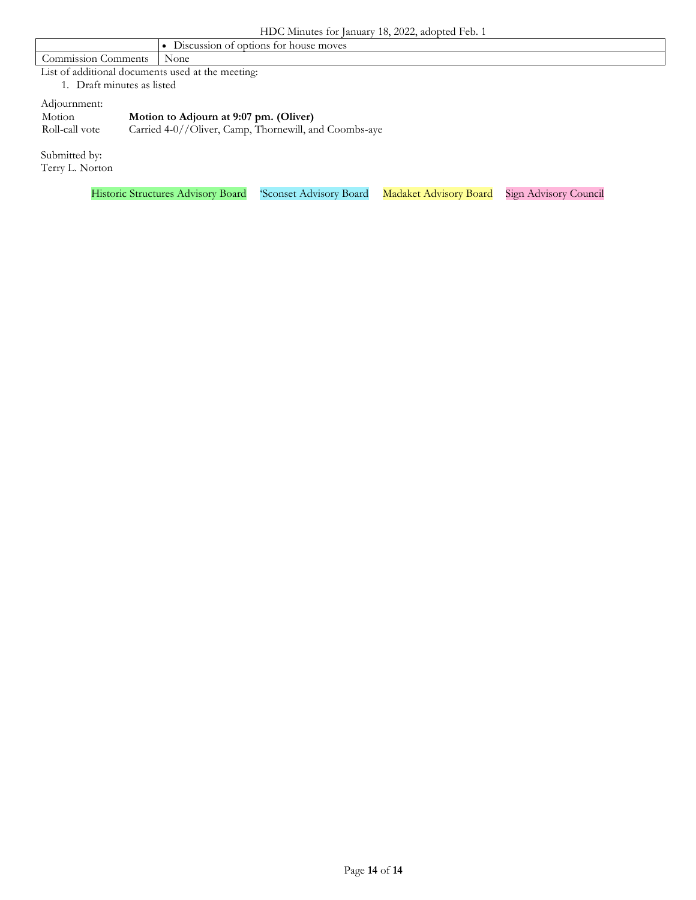| | |
|---|---|
| | • Discussion of options for house moves |
| Commission Comments | None |

List of additional documents used at the meeting:

1. Draft minutes as listed

Adjournment:

| | |
|---|---|
| Motion | **Motion to Adjourn at 9:07 pm. (Oliver)** |
| Roll-call vote | Carried 4-0//Oliver, Camp, Thornewill, and Coombs-aye |

Submitted by:
Terry L. Norton

Historic Structures Advisory Board 'Sconset Advisory Board Madaket Advisory Board Sign Advisory Council